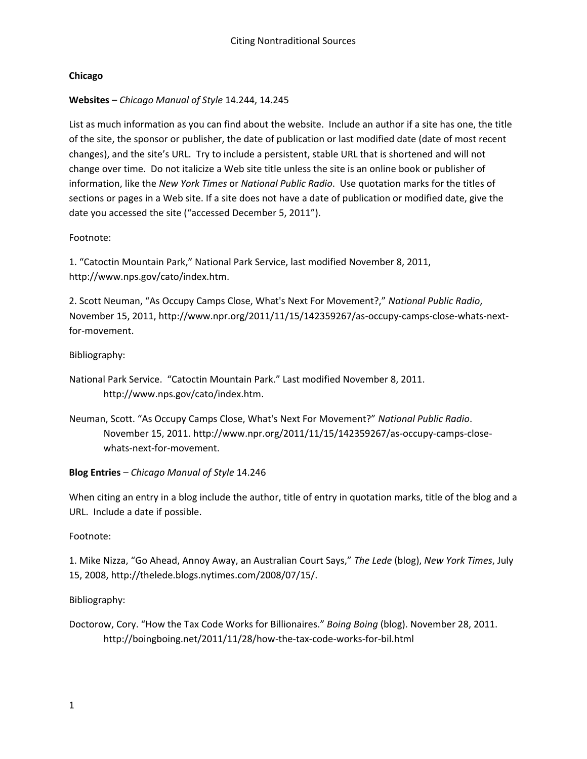# Citing Nontraditional Sources

## Chicago

**Websites** – *Chicago Manual of Style* 14.244, 14.245

List as much information as you can find about the website. Include an author if a site has one, the title of the site, the sponsor or publisher, the date of publication or last modified date (date of most recent changes), and the site's URL. Try to include a persistent, stable URL that is shortened and will not change over time. Do not italicize a Web site title unless the site is an online book or publisher of information, like the *New York Times* or *National Public Radio*. Use quotation marks for the titles of sections or pages in a Web site. If a site does not have a date of publication or modified date, give the date you accessed the site ("accessed December 5, 2011").

Footnote:

1. "Catoctin Mountain Park," National Park Service, last modified November 8, 2011, http://www.nps.gov/cato/index.htm.

2. Scott Neuman, "As Occupy Camps Close, What's Next For Movement?," *National Public Radio*, November 15, 2011, http://www.npr.org/2011/11/15/142359267/as-occupy-camps-close-whats-next-for-movement.

Bibliography:

National Park Service. "Catoctin Mountain Park." Last modified November 8, 2011. http://www.nps.gov/cato/index.htm.

Neuman, Scott. "As Occupy Camps Close, What's Next For Movement?" *National Public Radio*. November 15, 2011. http://www.npr.org/2011/11/15/142359267/as-occupy-camps-close-whats-next-for-movement.

**Blog Entries** – *Chicago Manual of Style* 14.246

When citing an entry in a blog include the author, title of entry in quotation marks, title of the blog and a URL. Include a date if possible.

Footnote:

1. Mike Nizza, "Go Ahead, Annoy Away, an Australian Court Says," *The Lede* (blog), *New York Times*, July 15, 2008, http://thelede.blogs.nytimes.com/2008/07/15/.

Bibliography:

Doctorow, Cory. "How the Tax Code Works for Billionaires." *Boing Boing* (blog). November 28, 2011. http://boingboing.net/2011/11/28/how-the-tax-code-works-for-bil.html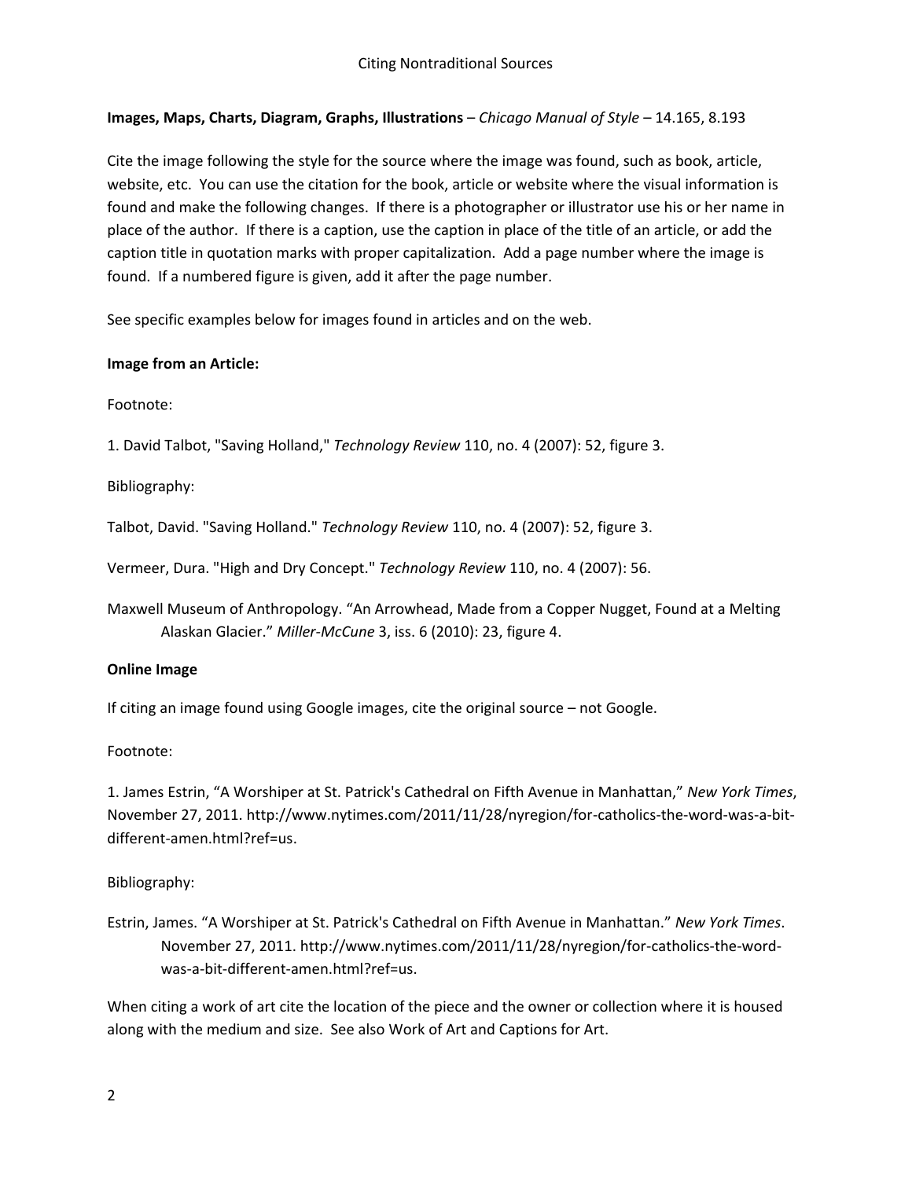**Images, Maps, Charts, Diagram, Graphs, Illustrations** – *Chicago Manual of Style* – 14.165, 8.193

Cite the image following the style for the source where the image was found, such as book, article, website, etc. You can use the citation for the book, article or website where the visual information is found and make the following changes. If there is a photographer or illustrator use his or her name in place of the author. If there is a caption, use the caption in place of the title of an article, or add the caption title in quotation marks with proper capitalization. Add a page number where the image is found. If a numbered figure is given, add it after the page number.

See specific examples below for images found in articles and on the web.

**Image from an Article:**

Footnote:

1. David Talbot, "Saving Holland," *Technology Review* 110, no. 4 (2007): 52, figure 3.

Bibliography:

Talbot, David. "Saving Holland." *Technology Review* 110, no. 4 (2007): 52, figure 3.

Vermeer, Dura. "High and Dry Concept." *Technology Review* 110, no. 4 (2007): 56.

Maxwell Museum of Anthropology. "An Arrowhead, Made from a Copper Nugget, Found at a Melting Alaskan Glacier." *Miller-McCune* 3, iss. 6 (2010): 23, figure 4.

**Online Image**

If citing an image found using Google images, cite the original source – not Google.

Footnote:

1. James Estrin, "A Worshiper at St. Patrick's Cathedral on Fifth Avenue in Manhattan," *New York Times*, November 27, 2011. http://www.nytimes.com/2011/11/28/nyregion/for-catholics-the-word-was-a-bit-different-amen.html?ref=us.

Bibliography:

Estrin, James. "A Worshiper at St. Patrick's Cathedral on Fifth Avenue in Manhattan." *New York Times*. November 27, 2011. http://www.nytimes.com/2011/11/28/nyregion/for-catholics-the-word-was-a-bit-different-amen.html?ref=us.

When citing a work of art cite the location of the piece and the owner or collection where it is housed along with the medium and size. See also Work of Art and Captions for Art.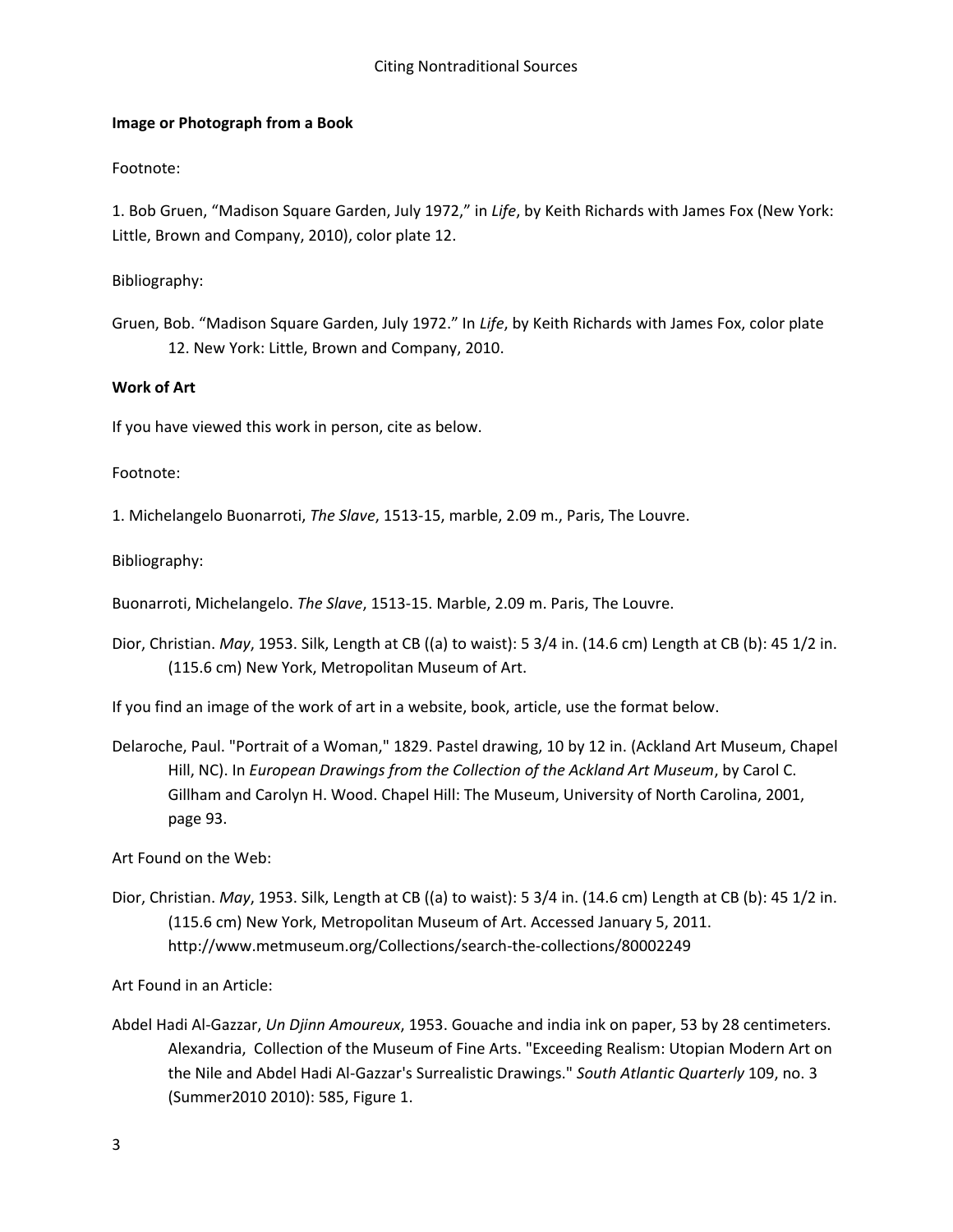**Image or Photograph from a Book**

Footnote:

1. Bob Gruen, "Madison Square Garden, July 1972," in *Life*, by Keith Richards with James Fox (New York: Little, Brown and Company, 2010), color plate 12.

Bibliography:

Gruen, Bob. "Madison Square Garden, July 1972." In *Life*, by Keith Richards with James Fox, color plate 12. New York: Little, Brown and Company, 2010.

**Work of Art**

If you have viewed this work in person, cite as below.

Footnote:

1. Michelangelo Buonarroti, *The Slave*, 1513-15, marble, 2.09 m., Paris, The Louvre.

Bibliography:

Buonarroti, Michelangelo. *The Slave*, 1513-15. Marble, 2.09 m. Paris, The Louvre.

Dior, Christian. *May*, 1953. Silk, Length at CB ((a) to waist): 5 3/4 in. (14.6 cm) Length at CB (b): 45 1/2 in. (115.6 cm) New York, Metropolitan Museum of Art.

If you find an image of the work of art in a website, book, article, use the format below.

Delaroche, Paul. "Portrait of a Woman," 1829. Pastel drawing, 10 by 12 in. (Ackland Art Museum, Chapel Hill, NC). In *European Drawings from the Collection of the Ackland Art Museum*, by Carol C. Gillham and Carolyn H. Wood. Chapel Hill: The Museum, University of North Carolina, 2001, page 93.

Art Found on the Web:

Dior, Christian. *May*, 1953. Silk, Length at CB ((a) to waist): 5 3/4 in. (14.6 cm) Length at CB (b): 45 1/2 in. (115.6 cm) New York, Metropolitan Museum of Art. Accessed January 5, 2011. http://www.metmuseum.org/Collections/search-the-collections/80002249

Art Found in an Article:

Abdel Hadi Al-Gazzar, *Un Djinn Amoureux*, 1953. Gouache and india ink on paper, 53 by 28 centimeters. Alexandria, Collection of the Museum of Fine Arts. "Exceeding Realism: Utopian Modern Art on the Nile and Abdel Hadi Al-Gazzar's Surrealistic Drawings." *South Atlantic Quarterly* 109, no. 3 (Summer2010 2010): 585, Figure 1.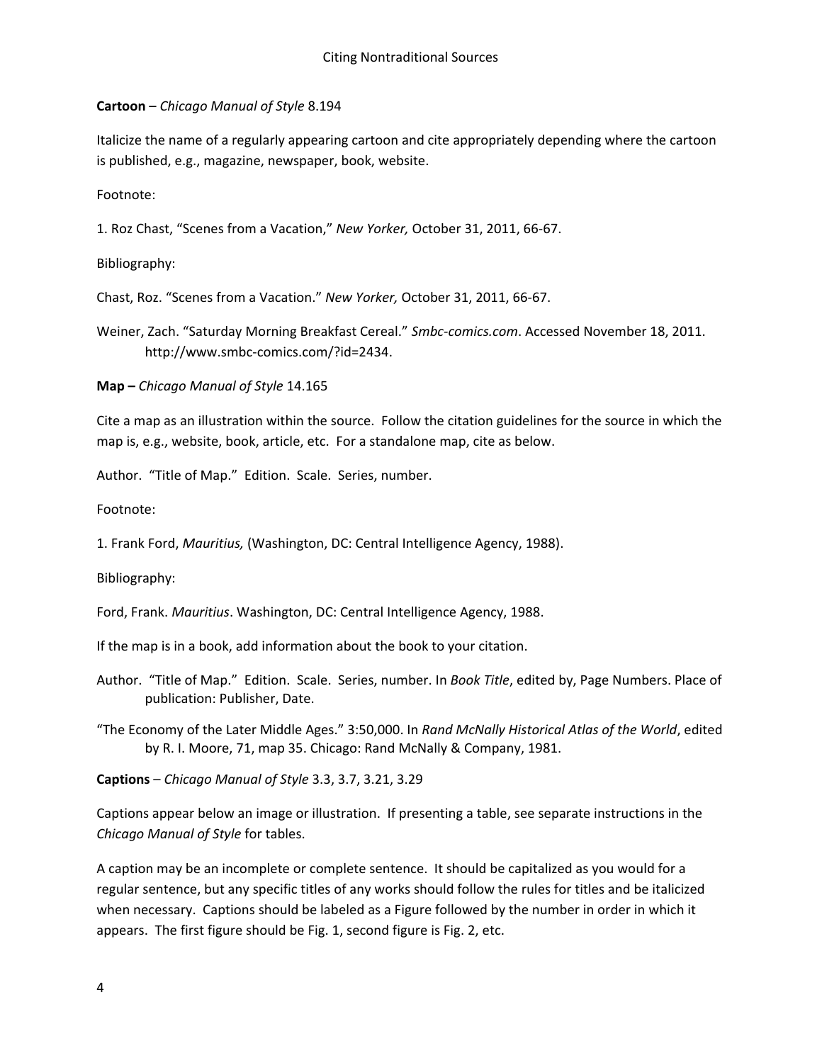**Cartoon** – *Chicago Manual of Style* 8.194

Italicize the name of a regularly appearing cartoon and cite appropriately depending where the cartoon is published, e.g., magazine, newspaper, book, website.

Footnote:

1. Roz Chast, "Scenes from a Vacation," *New Yorker,* October 31, 2011, 66-67.

Bibliography:

Chast, Roz. "Scenes from a Vacation." *New Yorker,* October 31, 2011, 66-67.

Weiner, Zach. "Saturday Morning Breakfast Cereal." *Smbc-comics.com*. Accessed November 18, 2011. http://www.smbc-comics.com/?id=2434.

**Map –** *Chicago Manual of Style* 14.165

Cite a map as an illustration within the source. Follow the citation guidelines for the source in which the map is, e.g., website, book, article, etc. For a standalone map, cite as below.

Author. "Title of Map." Edition. Scale. Series, number.

Footnote:

1. Frank Ford, *Mauritius,* (Washington, DC: Central Intelligence Agency, 1988).

Bibliography:

Ford, Frank. *Mauritius*. Washington, DC: Central Intelligence Agency, 1988.

If the map is in a book, add information about the book to your citation.

Author. "Title of Map." Edition. Scale. Series, number. In *Book Title*, edited by, Page Numbers. Place of publication: Publisher, Date.

"The Economy of the Later Middle Ages." 3:50,000. In *Rand McNally Historical Atlas of the World*, edited by R. I. Moore, 71, map 35. Chicago: Rand McNally & Company, 1981.

**Captions** – *Chicago Manual of Style* 3.3, 3.7, 3.21, 3.29

Captions appear below an image or illustration. If presenting a table, see separate instructions in the *Chicago Manual of Style* for tables.

A caption may be an incomplete or complete sentence. It should be capitalized as you would for a regular sentence, but any specific titles of any works should follow the rules for titles and be italicized when necessary. Captions should be labeled as a Figure followed by the number in order in which it appears. The first figure should be Fig. 1, second figure is Fig. 2, etc.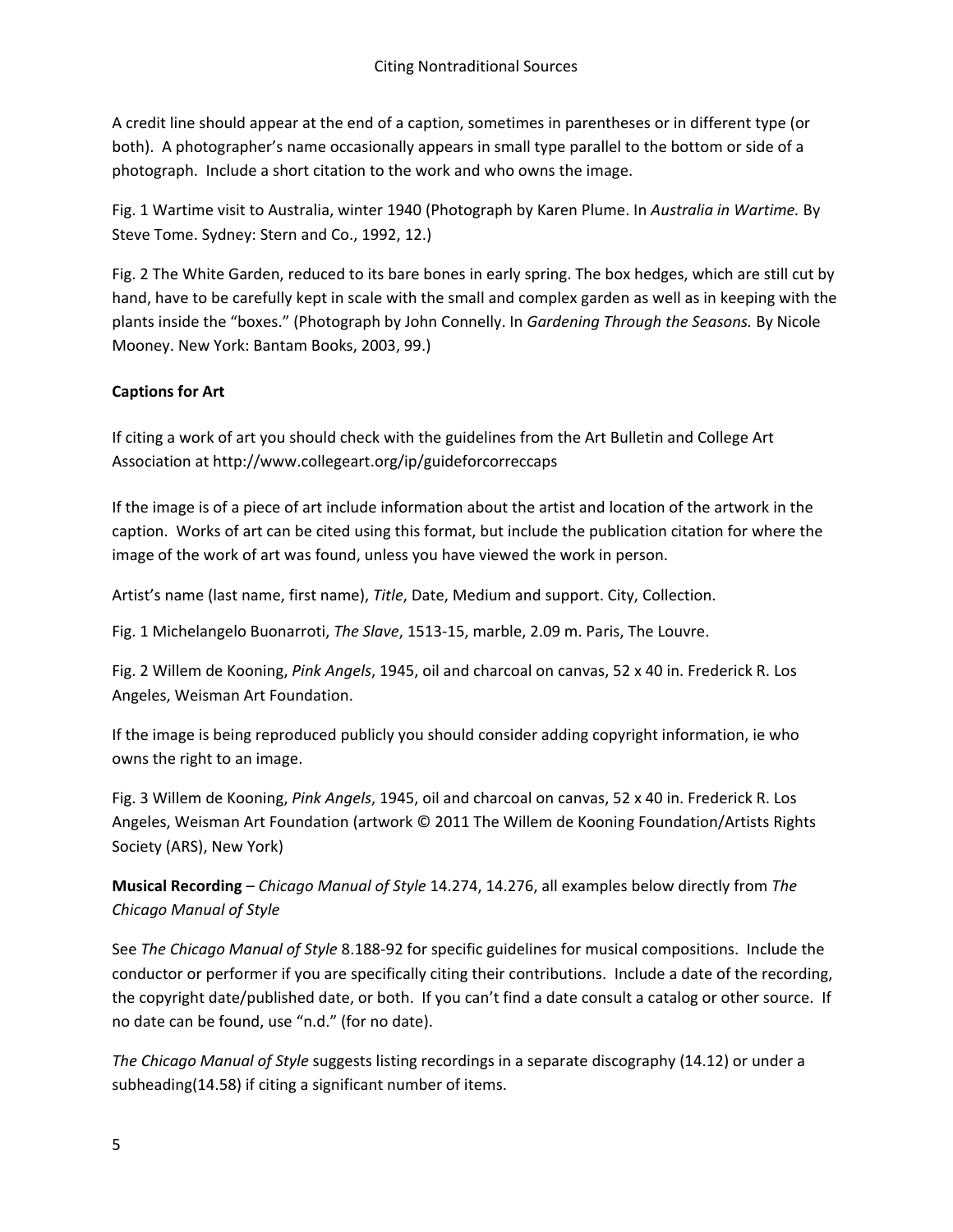A credit line should appear at the end of a caption, sometimes in parentheses or in different type (or both). A photographer's name occasionally appears in small type parallel to the bottom or side of a photograph. Include a short citation to the work and who owns the image.

Fig. 1 Wartime visit to Australia, winter 1940 (Photograph by Karen Plume. In *Australia in Wartime.* By Steve Tome. Sydney: Stern and Co., 1992, 12.)

Fig. 2 The White Garden, reduced to its bare bones in early spring. The box hedges, which are still cut by hand, have to be carefully kept in scale with the small and complex garden as well as in keeping with the plants inside the "boxes." (Photograph by John Connelly. In *Gardening Through the Seasons.* By Nicole Mooney. New York: Bantam Books, 2003, 99.)

**Captions for Art**

If citing a work of art you should check with the guidelines from the Art Bulletin and College Art Association at http://www.collegeart.org/ip/guideforcorreccaps

If the image is of a piece of art include information about the artist and location of the artwork in the caption. Works of art can be cited using this format, but include the publication citation for where the image of the work of art was found, unless you have viewed the work in person.

Artist's name (last name, first name), *Title*, Date, Medium and support. City, Collection.

Fig. 1 Michelangelo Buonarroti, *The Slave*, 1513-15, marble, 2.09 m. Paris, The Louvre.

Fig. 2 Willem de Kooning, *Pink Angels*, 1945, oil and charcoal on canvas, 52 x 40 in. Frederick R. Los Angeles, Weisman Art Foundation.

If the image is being reproduced publicly you should consider adding copyright information, ie who owns the right to an image.

Fig. 3 Willem de Kooning, *Pink Angels*, 1945, oil and charcoal on canvas, 52 x 40 in. Frederick R. Los Angeles, Weisman Art Foundation (artwork © 2011 The Willem de Kooning Foundation/Artists Rights Society (ARS), New York)

**Musical Recording** – *Chicago Manual of Style* 14.274, 14.276, all examples below directly from *The Chicago Manual of Style*

See *The Chicago Manual of Style* 8.188-92 for specific guidelines for musical compositions. Include the conductor or performer if you are specifically citing their contributions. Include a date of the recording, the copyright date/published date, or both. If you can't find a date consult a catalog or other source. If no date can be found, use "n.d." (for no date).

*The Chicago Manual of Style* suggests listing recordings in a separate discography (14.12) or under a subheading(14.58) if citing a significant number of items.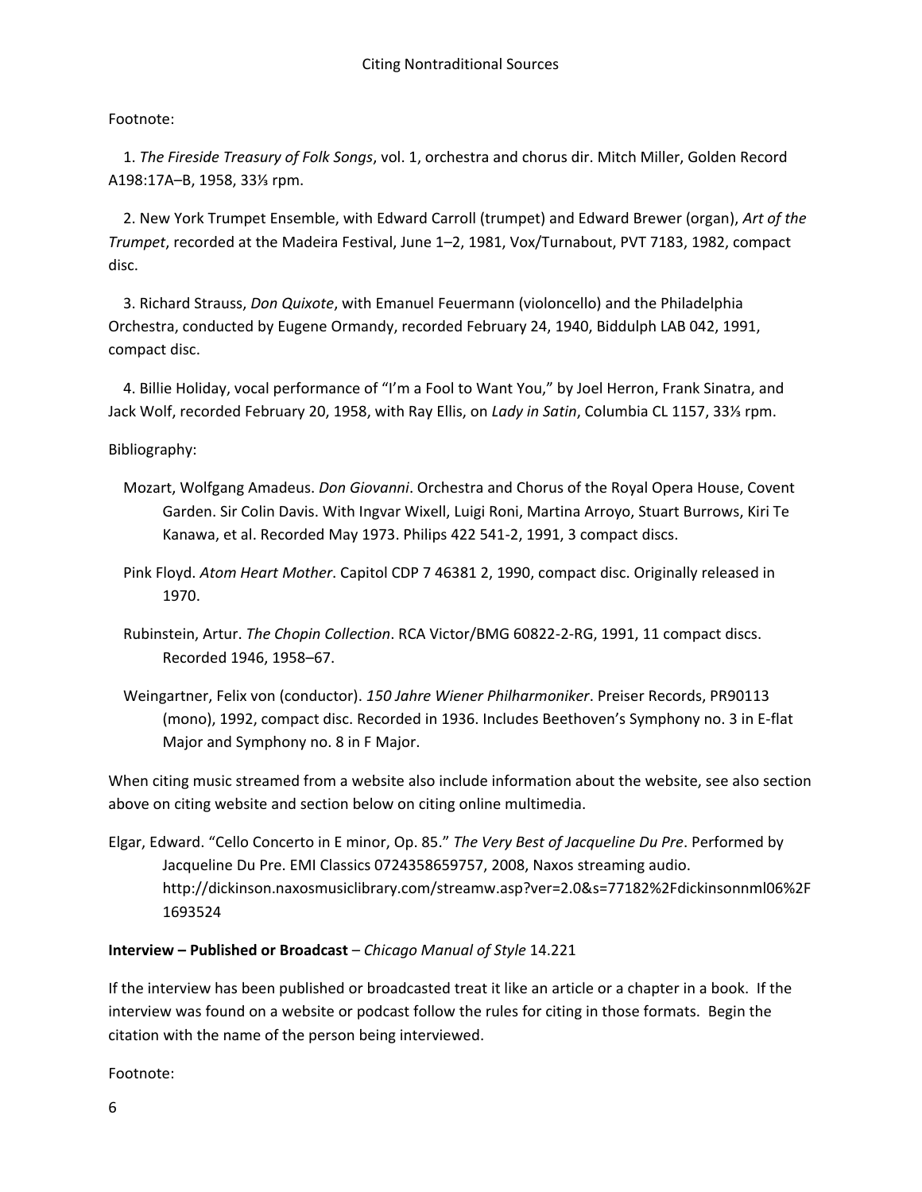Footnote:

1. *The Fireside Treasury of Folk Songs*, vol. 1, orchestra and chorus dir. Mitch Miller, Golden Record A198:17A–B, 1958, 33⅓ rpm.

2. New York Trumpet Ensemble, with Edward Carroll (trumpet) and Edward Brewer (organ), *Art of the Trumpet*, recorded at the Madeira Festival, June 1–2, 1981, Vox/Turnabout, PVT 7183, 1982, compact disc.

3. Richard Strauss, *Don Quixote*, with Emanuel Feuermann (violoncello) and the Philadelphia Orchestra, conducted by Eugene Ormandy, recorded February 24, 1940, Biddulph LAB 042, 1991, compact disc.

4. Billie Holiday, vocal performance of "I'm a Fool to Want You," by Joel Herron, Frank Sinatra, and Jack Wolf, recorded February 20, 1958, with Ray Ellis, on *Lady in Satin*, Columbia CL 1157, 33⅓ rpm.

Bibliography:

Mozart, Wolfgang Amadeus. *Don Giovanni*. Orchestra and Chorus of the Royal Opera House, Covent Garden. Sir Colin Davis. With Ingvar Wixell, Luigi Roni, Martina Arroyo, Stuart Burrows, Kiri Te Kanawa, et al. Recorded May 1973. Philips 422 541-2, 1991, 3 compact discs.

Pink Floyd. *Atom Heart Mother*. Capitol CDP 7 46381 2, 1990, compact disc. Originally released in 1970.

Rubinstein, Artur. *The Chopin Collection*. RCA Victor/BMG 60822-2-RG, 1991, 11 compact discs. Recorded 1946, 1958–67.

Weingartner, Felix von (conductor). *150 Jahre Wiener Philharmoniker*. Preiser Records, PR90113 (mono), 1992, compact disc. Recorded in 1936. Includes Beethoven's Symphony no. 3 in E-flat Major and Symphony no. 8 in F Major.

When citing music streamed from a website also include information about the website, see also section above on citing website and section below on citing online multimedia.

Elgar, Edward. "Cello Concerto in E minor, Op. 85." *The Very Best of Jacqueline Du Pre*. Performed by Jacqueline Du Pre. EMI Classics 0724358659757, 2008, Naxos streaming audio. http://dickinson.naxosmusiclibrary.com/streamw.asp?ver=2.0&s=77182%2Fdickinsonnml06%2F1693524

**Interview – Published or Broadcast** – *Chicago Manual of Style* 14.221

If the interview has been published or broadcasted treat it like an article or a chapter in a book. If the interview was found on a website or podcast follow the rules for citing in those formats. Begin the citation with the name of the person being interviewed.

Footnote: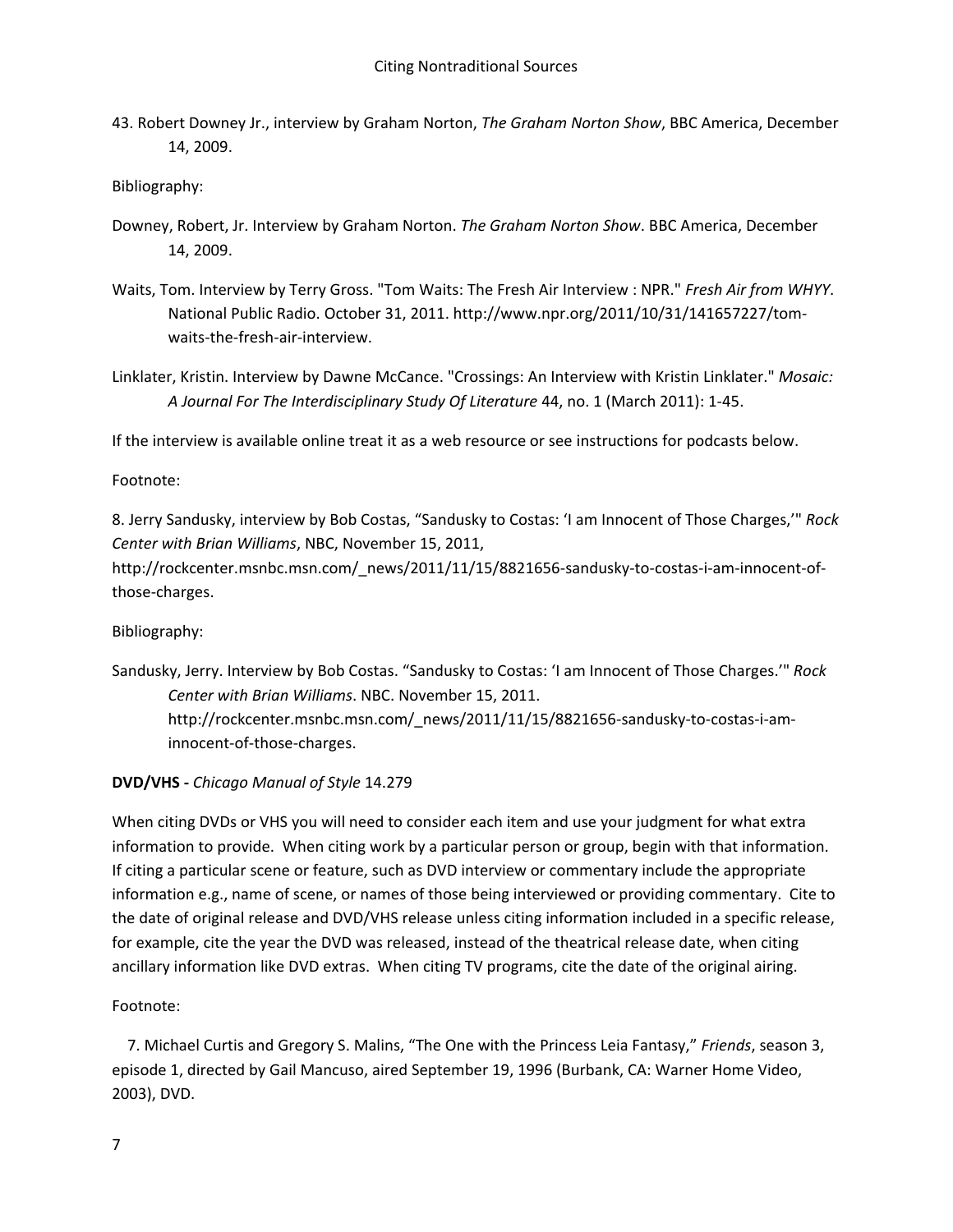43. Robert Downey Jr., interview by Graham Norton, *The Graham Norton Show*, BBC America, December 14, 2009.

Bibliography:

Downey, Robert, Jr. Interview by Graham Norton. *The Graham Norton Show*. BBC America, December 14, 2009.

Waits, Tom. Interview by Terry Gross. "Tom Waits: The Fresh Air Interview : NPR." *Fresh Air from WHYY*. National Public Radio. October 31, 2011. http://www.npr.org/2011/10/31/141657227/tom-waits-the-fresh-air-interview.

Linklater, Kristin. Interview by Dawne McCance. "Crossings: An Interview with Kristin Linklater." *Mosaic: A Journal For The Interdisciplinary Study Of Literature* 44, no. 1 (March 2011): 1-45.

If the interview is available online treat it as a web resource or see instructions for podcasts below.

Footnote:

8. Jerry Sandusky, interview by Bob Costas, "Sandusky to Costas: 'I am Innocent of Those Charges,'" *Rock Center with Brian Williams*, NBC, November 15, 2011, http://rockcenter.msnbc.msn.com/_news/2011/11/15/8821656-sandusky-to-costas-i-am-innocent-of-those-charges.

Bibliography:

Sandusky, Jerry. Interview by Bob Costas. "Sandusky to Costas: 'I am Innocent of Those Charges.'" *Rock Center with Brian Williams*. NBC. November 15, 2011. http://rockcenter.msnbc.msn.com/_news/2011/11/15/8821656-sandusky-to-costas-i-am-innocent-of-those-charges.

**DVD/VHS -** *Chicago Manual of Style* 14.279

When citing DVDs or VHS you will need to consider each item and use your judgment for what extra information to provide. When citing work by a particular person or group, begin with that information. If citing a particular scene or feature, such as DVD interview or commentary include the appropriate information e.g., name of scene, or names of those being interviewed or providing commentary. Cite to the date of original release and DVD/VHS release unless citing information included in a specific release, for example, cite the year the DVD was released, instead of the theatrical release date, when citing ancillary information like DVD extras. When citing TV programs, cite the date of the original airing.

Footnote:

7. Michael Curtis and Gregory S. Malins, "The One with the Princess Leia Fantasy," *Friends*, season 3, episode 1, directed by Gail Mancuso, aired September 19, 1996 (Burbank, CA: Warner Home Video, 2003), DVD.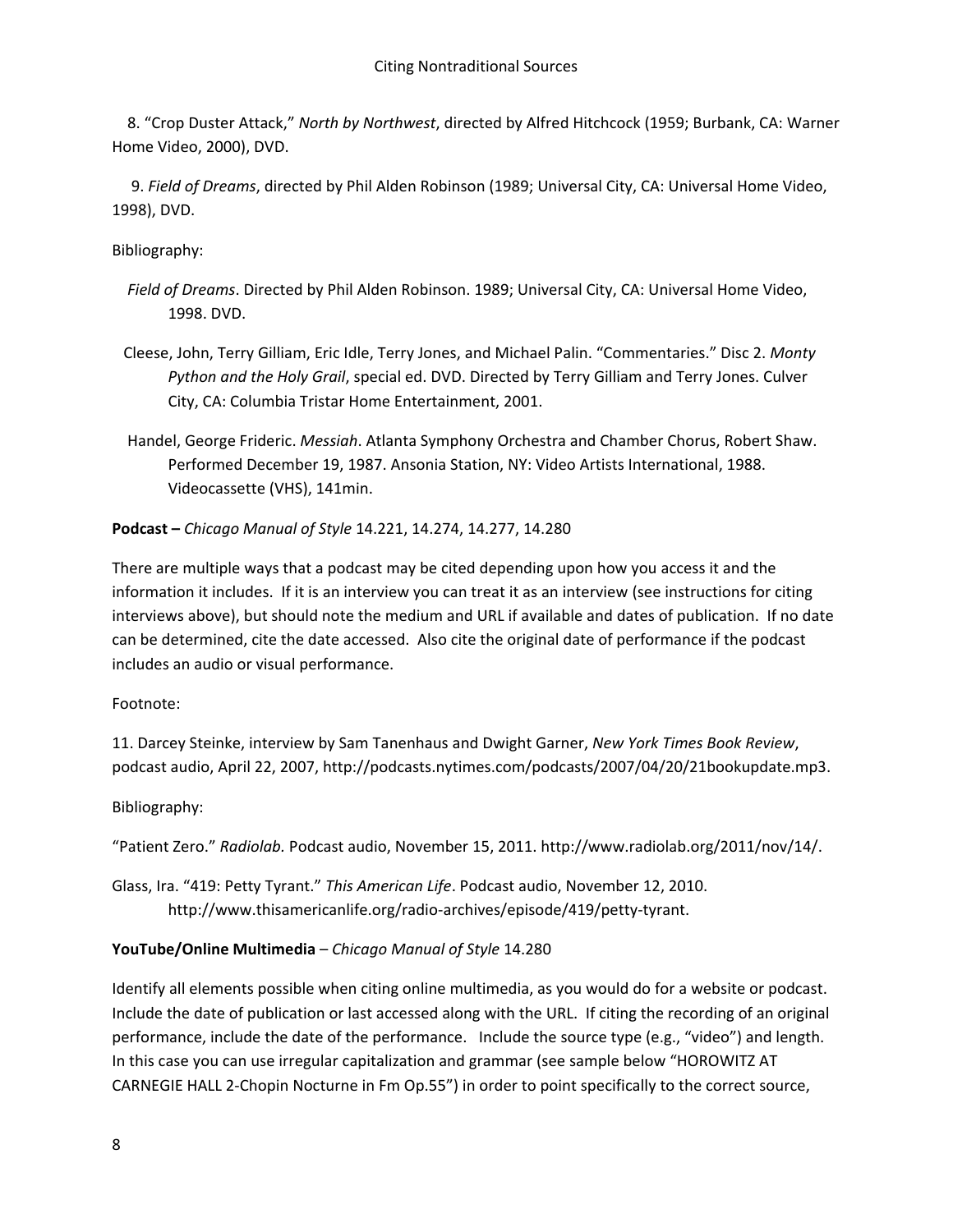8. "Crop Duster Attack," *North by Northwest*, directed by Alfred Hitchcock (1959; Burbank, CA: Warner Home Video, 2000), DVD.

9. *Field of Dreams*, directed by Phil Alden Robinson (1989; Universal City, CA: Universal Home Video, 1998), DVD.

Bibliography:

*Field of Dreams*. Directed by Phil Alden Robinson. 1989; Universal City, CA: Universal Home Video, 1998. DVD.

Cleese, John, Terry Gilliam, Eric Idle, Terry Jones, and Michael Palin. "Commentaries." Disc 2. *Monty Python and the Holy Grail*, special ed. DVD. Directed by Terry Gilliam and Terry Jones. Culver City, CA: Columbia Tristar Home Entertainment, 2001.

Handel, George Frideric. *Messiah*. Atlanta Symphony Orchestra and Chamber Chorus, Robert Shaw. Performed December 19, 1987. Ansonia Station, NY: Video Artists International, 1988. Videocassette (VHS), 141min.

**Podcast –** *Chicago Manual of Style* 14.221, 14.274, 14.277, 14.280

There are multiple ways that a podcast may be cited depending upon how you access it and the information it includes. If it is an interview you can treat it as an interview (see instructions for citing interviews above), but should note the medium and URL if available and dates of publication. If no date can be determined, cite the date accessed. Also cite the original date of performance if the podcast includes an audio or visual performance.

Footnote:

11. Darcey Steinke, interview by Sam Tanenhaus and Dwight Garner, *New York Times Book Review*, podcast audio, April 22, 2007, http://podcasts.nytimes.com/podcasts/2007/04/20/21bookupdate.mp3.

Bibliography:

"Patient Zero." *Radiolab.* Podcast audio, November 15, 2011. http://www.radiolab.org/2011/nov/14/.

Glass, Ira. "419: Petty Tyrant." *This American Life*. Podcast audio, November 12, 2010. http://www.thisamericanlife.org/radio-archives/episode/419/petty-tyrant.

**YouTube/Online Multimedia** – *Chicago Manual of Style* 14.280

Identify all elements possible when citing online multimedia, as you would do for a website or podcast. Include the date of publication or last accessed along with the URL. If citing the recording of an original performance, include the date of the performance. Include the source type (e.g., "video") and length. In this case you can use irregular capitalization and grammar (see sample below "HOROWITZ AT CARNEGIE HALL 2-Chopin Nocturne in Fm Op.55") in order to point specifically to the correct source,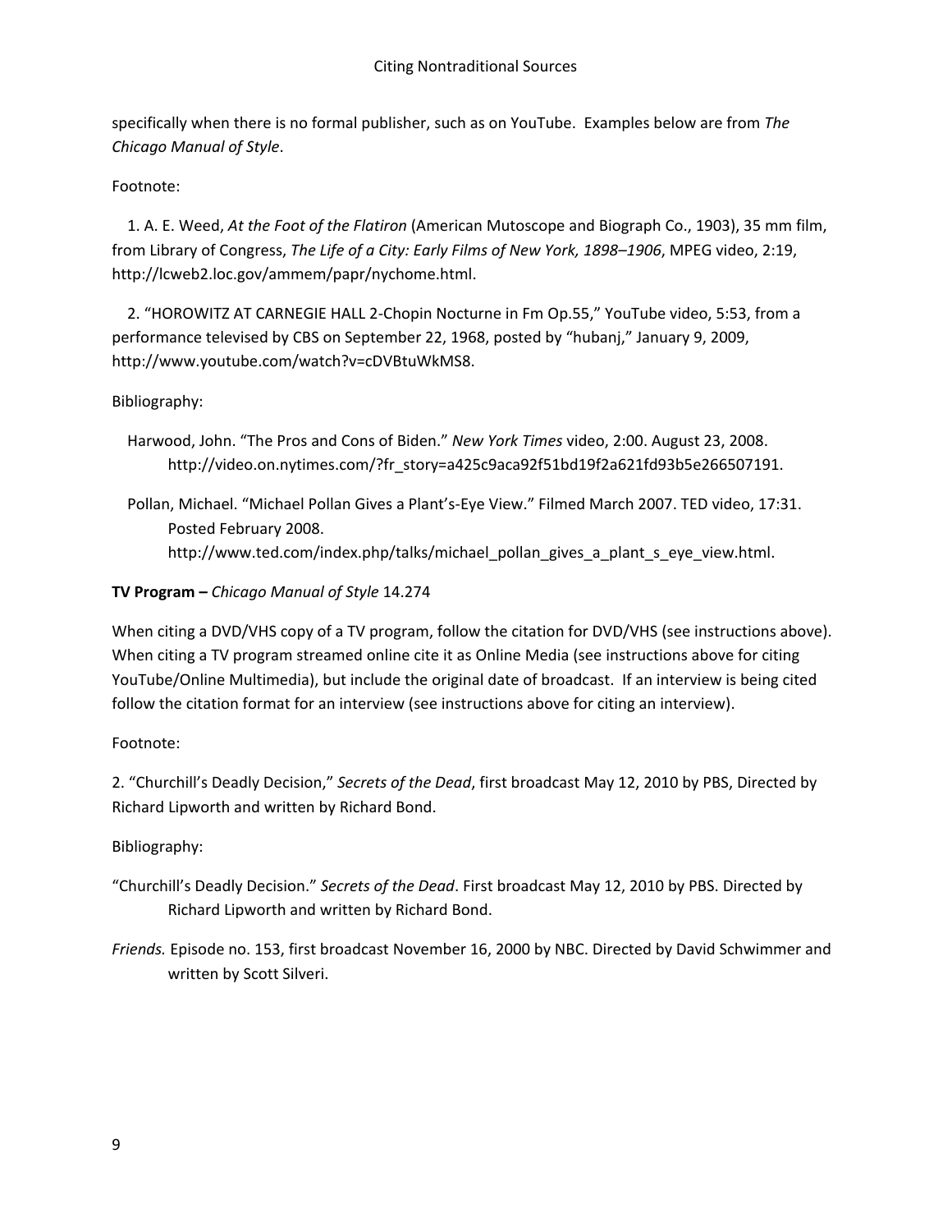specifically when there is no formal publisher, such as on YouTube. Examples below are from *The Chicago Manual of Style*.

Footnote:

1. A. E. Weed, *At the Foot of the Flatiron* (American Mutoscope and Biograph Co., 1903), 35 mm film, from Library of Congress, *The Life of a City: Early Films of New York, 1898–1906*, MPEG video, 2:19, http://lcweb2.loc.gov/ammem/papr/nychome.html.

2. "HOROWITZ AT CARNEGIE HALL 2-Chopin Nocturne in Fm Op.55," YouTube video, 5:53, from a performance televised by CBS on September 22, 1968, posted by "hubanj," January 9, 2009, http://www.youtube.com/watch?v=cDVBtuWkMS8.

Bibliography:

Harwood, John. "The Pros and Cons of Biden." *New York Times* video, 2:00. August 23, 2008. http://video.on.nytimes.com/?fr_story=a425c9aca92f51bd19f2a621fd93b5e266507191.

Pollan, Michael. "Michael Pollan Gives a Plant's-Eye View." Filmed March 2007. TED video, 17:31. Posted February 2008. http://www.ted.com/index.php/talks/michael_pollan_gives_a_plant_s_eye_view.html.

**TV Program –** *Chicago Manual of Style* 14.274

When citing a DVD/VHS copy of a TV program, follow the citation for DVD/VHS (see instructions above). When citing a TV program streamed online cite it as Online Media (see instructions above for citing YouTube/Online Multimedia), but include the original date of broadcast. If an interview is being cited follow the citation format for an interview (see instructions above for citing an interview).

Footnote:

2. "Churchill's Deadly Decision," *Secrets of the Dead*, first broadcast May 12, 2010 by PBS, Directed by Richard Lipworth and written by Richard Bond.

Bibliography:

"Churchill's Deadly Decision." *Secrets of the Dead*. First broadcast May 12, 2010 by PBS. Directed by Richard Lipworth and written by Richard Bond.

*Friends.* Episode no. 153, first broadcast November 16, 2000 by NBC. Directed by David Schwimmer and written by Scott Silveri.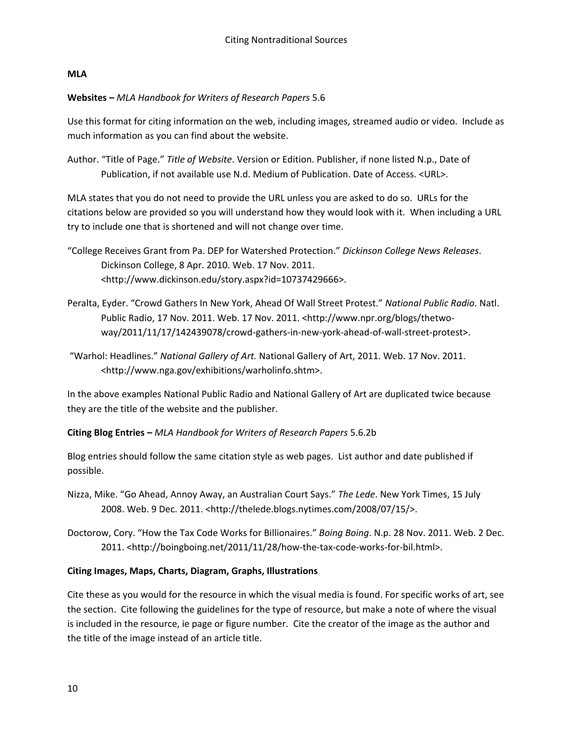**MLA**

**Websites –** *MLA Handbook for Writers of Research Papers* 5.6

Use this format for citing information on the web, including images, streamed audio or video. Include as much information as you can find about the website.

Author. "Title of Page." *Title of Website*. Version or Edition. Publisher, if none listed N.p., Date of Publication, if not available use N.d. Medium of Publication. Date of Access. <URL>.

MLA states that you do not need to provide the URL unless you are asked to do so. URLs for the citations below are provided so you will understand how they would look with it. When including a URL try to include one that is shortened and will not change over time.

"College Receives Grant from Pa. DEP for Watershed Protection." *Dickinson College News Releases*. Dickinson College, 8 Apr. 2010. Web. 17 Nov. 2011. <http://www.dickinson.edu/story.aspx?id=10737429666>.

Peralta, Eyder. "Crowd Gathers In New York, Ahead Of Wall Street Protest." *National Public Radio*. Natl. Public Radio, 17 Nov. 2011. Web. 17 Nov. 2011. <http://www.npr.org/blogs/thetwo-way/2011/11/17/142439078/crowd-gathers-in-new-york-ahead-of-wall-street-protest>.

"Warhol: Headlines." *National Gallery of Art.* National Gallery of Art, 2011. Web. 17 Nov. 2011. <http://www.nga.gov/exhibitions/warholinfo.shtm>.

In the above examples National Public Radio and National Gallery of Art are duplicated twice because they are the title of the website and the publisher.

**Citing Blog Entries –** *MLA Handbook for Writers of Research Papers* 5.6.2b

Blog entries should follow the same citation style as web pages. List author and date published if possible.

Nizza, Mike. "Go Ahead, Annoy Away, an Australian Court Says." *The Lede*. New York Times, 15 July 2008. Web. 9 Dec. 2011. <http://thelede.blogs.nytimes.com/2008/07/15/>.

Doctorow, Cory. "How the Tax Code Works for Billionaires." *Boing Boing*. N.p. 28 Nov. 2011. Web. 2 Dec. 2011. <http://boingboing.net/2011/11/28/how-the-tax-code-works-for-bil.html>.

**Citing Images, Maps, Charts, Diagram, Graphs, Illustrations**

Cite these as you would for the resource in which the visual media is found. For specific works of art, see the section. Cite following the guidelines for the type of resource, but make a note of where the visual is included in the resource, ie page or figure number. Cite the creator of the image as the author and the title of the image instead of an article title.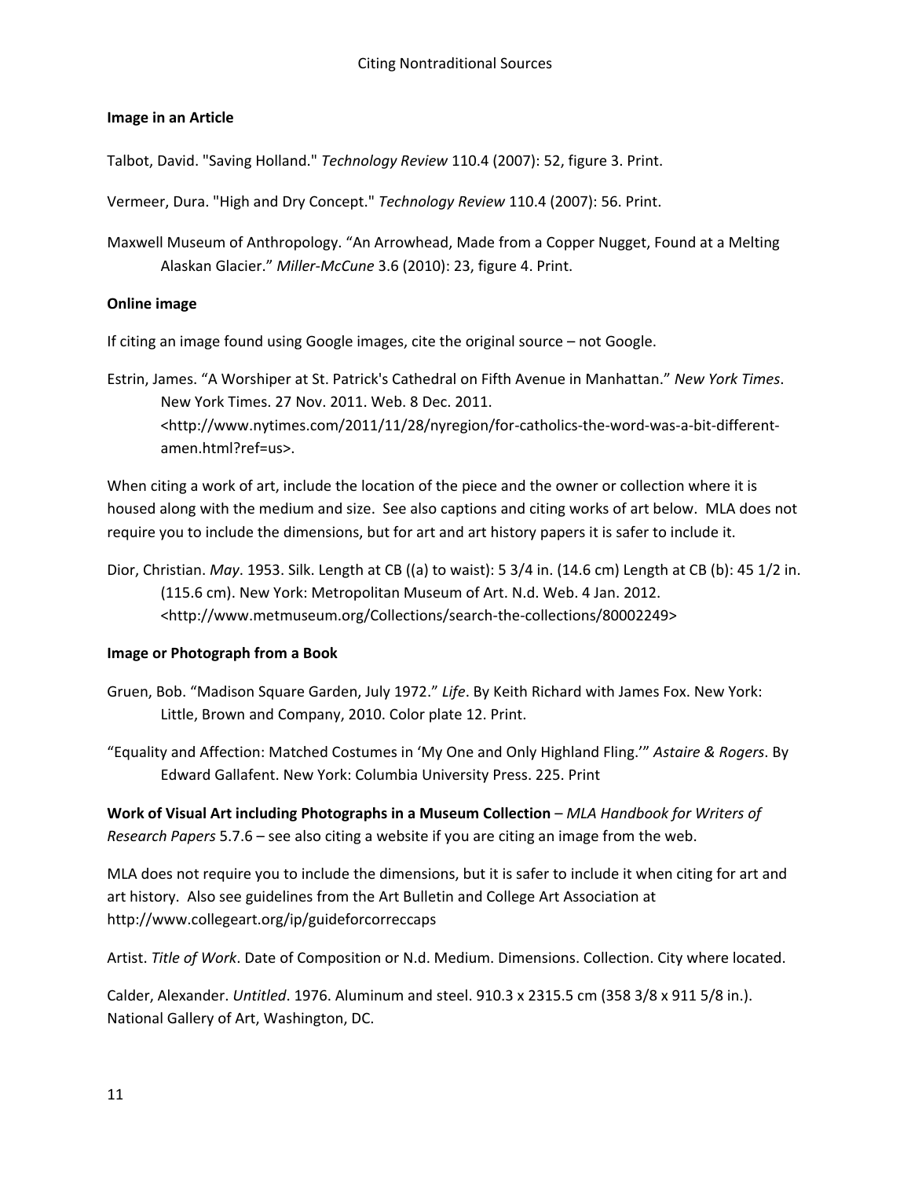**Image in an Article**

Talbot, David. "Saving Holland." *Technology Review* 110.4 (2007): 52, figure 3. Print.

Vermeer, Dura. "High and Dry Concept." *Technology Review* 110.4 (2007): 56. Print.

Maxwell Museum of Anthropology. "An Arrowhead, Made from a Copper Nugget, Found at a Melting Alaskan Glacier." *Miller-McCune* 3.6 (2010): 23, figure 4. Print.

**Online image**

If citing an image found using Google images, cite the original source – not Google.

Estrin, James. "A Worshiper at St. Patrick's Cathedral on Fifth Avenue in Manhattan." *New York Times*. New York Times. 27 Nov. 2011. Web. 8 Dec. 2011. <http://www.nytimes.com/2011/11/28/nyregion/for-catholics-the-word-was-a-bit-different-amen.html?ref=us>.

When citing a work of art, include the location of the piece and the owner or collection where it is housed along with the medium and size. See also captions and citing works of art below. MLA does not require you to include the dimensions, but for art and art history papers it is safer to include it.

Dior, Christian. *May*. 1953. Silk. Length at CB ((a) to waist): 5 3/4 in. (14.6 cm) Length at CB (b): 45 1/2 in. (115.6 cm). New York: Metropolitan Museum of Art. N.d. Web. 4 Jan. 2012. <http://www.metmuseum.org/Collections/search-the-collections/80002249>

**Image or Photograph from a Book**

Gruen, Bob. "Madison Square Garden, July 1972." *Life*. By Keith Richard with James Fox. New York: Little, Brown and Company, 2010. Color plate 12. Print.

"Equality and Affection: Matched Costumes in 'My One and Only Highland Fling.'" *Astaire & Rogers*. By Edward Gallafent. New York: Columbia University Press. 225. Print

**Work of Visual Art including Photographs in a Museum Collection** – *MLA Handbook for Writers of Research Papers* 5.7.6 – see also citing a website if you are citing an image from the web.

MLA does not require you to include the dimensions, but it is safer to include it when citing for art and art history. Also see guidelines from the Art Bulletin and College Art Association at http://www.collegeart.org/ip/guideforcorreccaps

Artist. *Title of Work*. Date of Composition or N.d. Medium. Dimensions. Collection. City where located.

Calder, Alexander. *Untitled*. 1976. Aluminum and steel. 910.3 x 2315.5 cm (358 3/8 x 911 5/8 in.). National Gallery of Art, Washington, DC.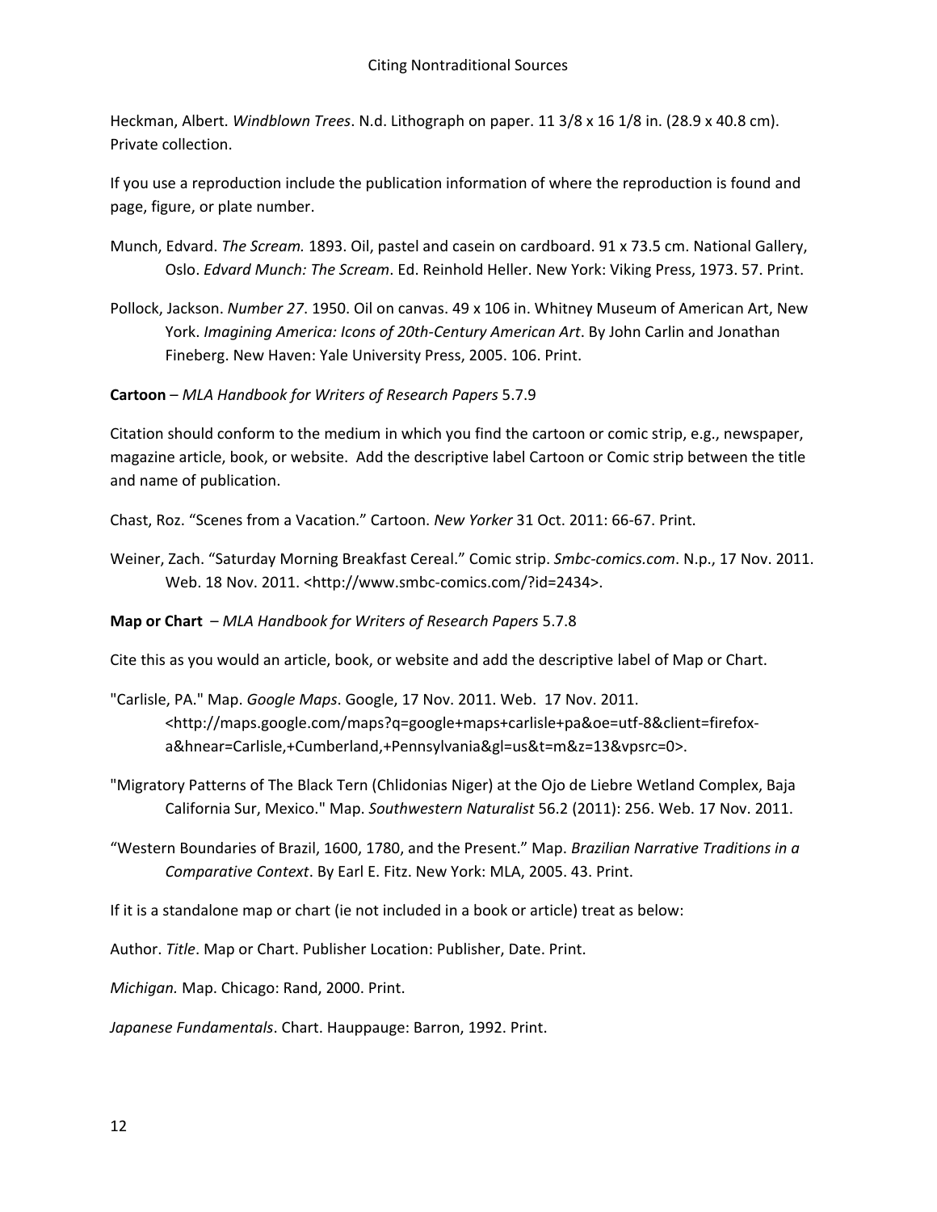Heckman, Albert. *Windblown Trees*. N.d. Lithograph on paper. 11 3/8 x 16 1/8 in. (28.9 x 40.8 cm). Private collection.

If you use a reproduction include the publication information of where the reproduction is found and page, figure, or plate number.

Munch, Edvard. *The Scream.* 1893. Oil, pastel and casein on cardboard. 91 x 73.5 cm. National Gallery, Oslo. *Edvard Munch: The Scream*. Ed. Reinhold Heller. New York: Viking Press, 1973. 57. Print.

Pollock, Jackson. *Number 27*. 1950. Oil on canvas. 49 x 106 in. Whitney Museum of American Art, New York. *Imagining America: Icons of 20th-Century American Art*. By John Carlin and Jonathan Fineberg. New Haven: Yale University Press, 2005. 106. Print.

**Cartoon** – *MLA Handbook for Writers of Research Papers* 5.7.9

Citation should conform to the medium in which you find the cartoon or comic strip, e.g., newspaper, magazine article, book, or website. Add the descriptive label Cartoon or Comic strip between the title and name of publication.

Chast, Roz. "Scenes from a Vacation." Cartoon. *New Yorker* 31 Oct. 2011: 66-67. Print.

Weiner, Zach. "Saturday Morning Breakfast Cereal." Comic strip. *Smbc-comics.com*. N.p., 17 Nov. 2011. Web. 18 Nov. 2011. <http://www.smbc-comics.com/?id=2434>.

**Map or Chart** – *MLA Handbook for Writers of Research Papers* 5.7.8

Cite this as you would an article, book, or website and add the descriptive label of Map or Chart.

"Carlisle, PA." Map. *Google Maps*. Google, 17 Nov. 2011. Web. 17 Nov. 2011. <http://maps.google.com/maps?q=google+maps+carlisle+pa&oe=utf-8&client=firefox-a&hnear=Carlisle,+Cumberland,+Pennsylvania&gl=us&t=m&z=13&vpsrc=0>.

"Migratory Patterns of The Black Tern (Chlidonias Niger) at the Ojo de Liebre Wetland Complex, Baja California Sur, Mexico." Map. *Southwestern Naturalist* 56.2 (2011): 256. Web. 17 Nov. 2011.

"Western Boundaries of Brazil, 1600, 1780, and the Present." Map. *Brazilian Narrative Traditions in a Comparative Context*. By Earl E. Fitz. New York: MLA, 2005. 43. Print.

If it is a standalone map or chart (ie not included in a book or article) treat as below:

Author. *Title*. Map or Chart. Publisher Location: Publisher, Date. Print.

*Michigan.* Map. Chicago: Rand, 2000. Print.

*Japanese Fundamentals*. Chart. Hauppauge: Barron, 1992. Print.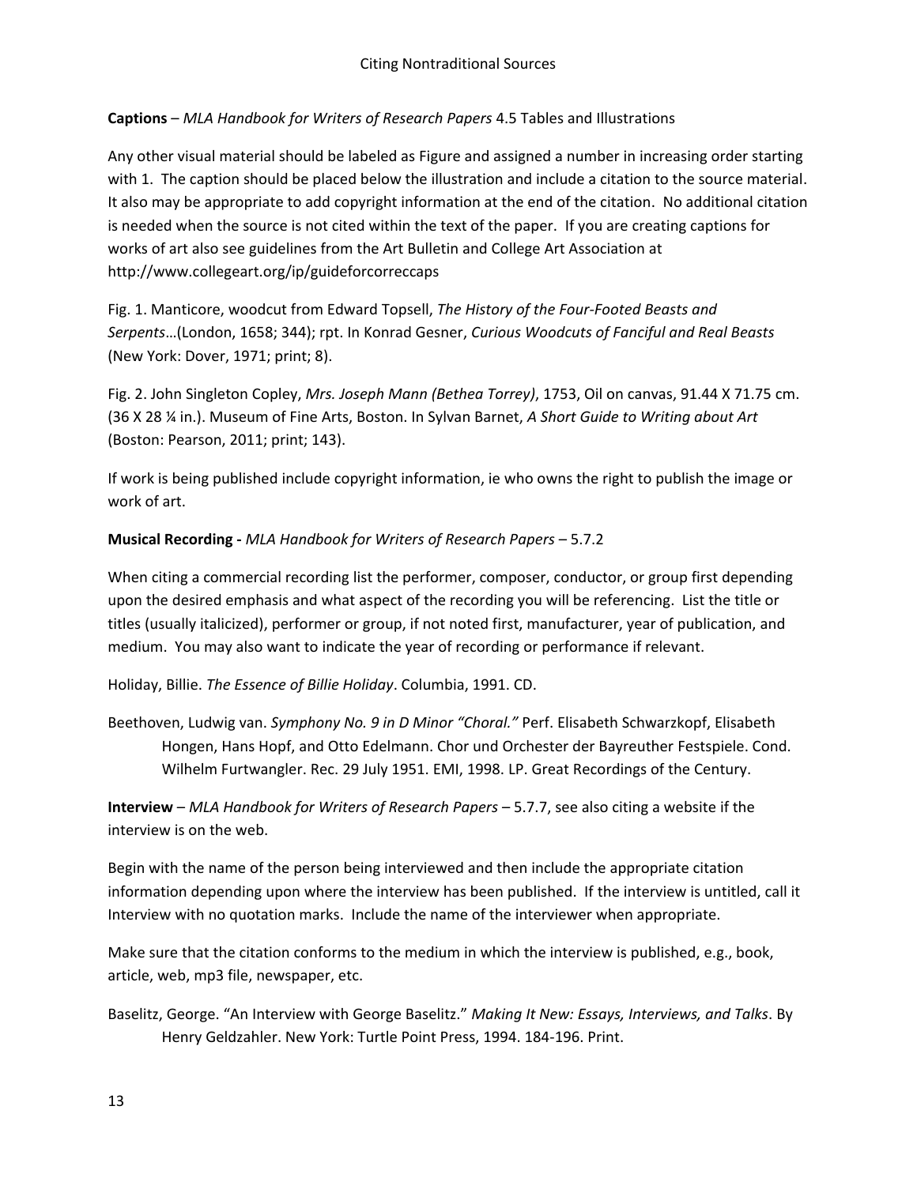**Captions** – *MLA Handbook for Writers of Research Papers* 4.5 Tables and Illustrations

Any other visual material should be labeled as Figure and assigned a number in increasing order starting with 1. The caption should be placed below the illustration and include a citation to the source material. It also may be appropriate to add copyright information at the end of the citation. No additional citation is needed when the source is not cited within the text of the paper. If you are creating captions for works of art also see guidelines from the Art Bulletin and College Art Association at http://www.collegeart.org/ip/guideforcorreccaps

Fig. 1. Manticore, woodcut from Edward Topsell, *The History of the Four-Footed Beasts and Serpents*…(London, 1658; 344); rpt. In Konrad Gesner, *Curious Woodcuts of Fanciful and Real Beasts* (New York: Dover, 1971; print; 8).

Fig. 2. John Singleton Copley, *Mrs. Joseph Mann (Bethea Torrey)*, 1753, Oil on canvas, 91.44 X 71.75 cm. (36 X 28 ¼ in.). Museum of Fine Arts, Boston. In Sylvan Barnet, *A Short Guide to Writing about Art* (Boston: Pearson, 2011; print; 143).

If work is being published include copyright information, ie who owns the right to publish the image or work of art.

**Musical Recording -** *MLA Handbook for Writers of Research Papers* – 5.7.2

When citing a commercial recording list the performer, composer, conductor, or group first depending upon the desired emphasis and what aspect of the recording you will be referencing. List the title or titles (usually italicized), performer or group, if not noted first, manufacturer, year of publication, and medium. You may also want to indicate the year of recording or performance if relevant.

Holiday, Billie. *The Essence of Billie Holiday*. Columbia, 1991. CD.

Beethoven, Ludwig van. *Symphony No. 9 in D Minor "Choral."* Perf. Elisabeth Schwarzkopf, Elisabeth Hongen, Hans Hopf, and Otto Edelmann. Chor und Orchester der Bayreuther Festspiele. Cond. Wilhelm Furtwangler. Rec. 29 July 1951. EMI, 1998. LP. Great Recordings of the Century.

**Interview** – *MLA Handbook for Writers of Research Papers* – 5.7.7, see also citing a website if the interview is on the web.

Begin with the name of the person being interviewed and then include the appropriate citation information depending upon where the interview has been published. If the interview is untitled, call it Interview with no quotation marks. Include the name of the interviewer when appropriate.

Make sure that the citation conforms to the medium in which the interview is published, e.g., book, article, web, mp3 file, newspaper, etc.

Baselitz, George. "An Interview with George Baselitz." *Making It New: Essays, Interviews, and Talks*. By Henry Geldzahler. New York: Turtle Point Press, 1994. 184-196. Print.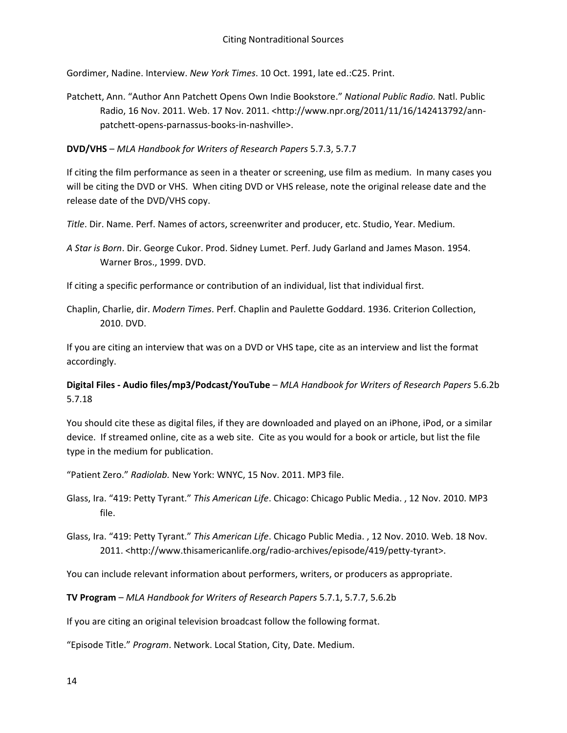Gordimer, Nadine. Interview. *New York Times*. 10 Oct. 1991, late ed.:C25. Print.

Patchett, Ann. "Author Ann Patchett Opens Own Indie Bookstore." *National Public Radio.* Natl. Public Radio, 16 Nov. 2011. Web. 17 Nov. 2011. <http://www.npr.org/2011/11/16/142413792/ann-patchett-opens-parnassus-books-in-nashville>.

**DVD/VHS** – *MLA Handbook for Writers of Research Papers* 5.7.3, 5.7.7

If citing the film performance as seen in a theater or screening, use film as medium. In many cases you will be citing the DVD or VHS. When citing DVD or VHS release, note the original release date and the release date of the DVD/VHS copy.

*Title*. Dir. Name. Perf. Names of actors, screenwriter and producer, etc. Studio, Year. Medium.

*A Star is Born*. Dir. George Cukor. Prod. Sidney Lumet. Perf. Judy Garland and James Mason. 1954. Warner Bros., 1999. DVD.

If citing a specific performance or contribution of an individual, list that individual first.

Chaplin, Charlie, dir. *Modern Times*. Perf. Chaplin and Paulette Goddard. 1936. Criterion Collection, 2010. DVD.

If you are citing an interview that was on a DVD or VHS tape, cite as an interview and list the format accordingly.

**Digital Files - Audio files/mp3/Podcast/YouTube** – *MLA Handbook for Writers of Research Papers* 5.6.2b 5.7.18

You should cite these as digital files, if they are downloaded and played on an iPhone, iPod, or a similar device. If streamed online, cite as a web site. Cite as you would for a book or article, but list the file type in the medium for publication.

"Patient Zero." *Radiolab.* New York: WNYC, 15 Nov. 2011. MP3 file.

Glass, Ira. "419: Petty Tyrant." *This American Life*. Chicago: Chicago Public Media. , 12 Nov. 2010. MP3 file.

Glass, Ira. "419: Petty Tyrant." *This American Life*. Chicago Public Media. , 12 Nov. 2010. Web. 18 Nov. 2011. <http://www.thisamericanlife.org/radio-archives/episode/419/petty-tyrant>.

You can include relevant information about performers, writers, or producers as appropriate.

**TV Program** – *MLA Handbook for Writers of Research Papers* 5.7.1, 5.7.7, 5.6.2b

If you are citing an original television broadcast follow the following format.

"Episode Title." *Program*. Network. Local Station, City, Date. Medium.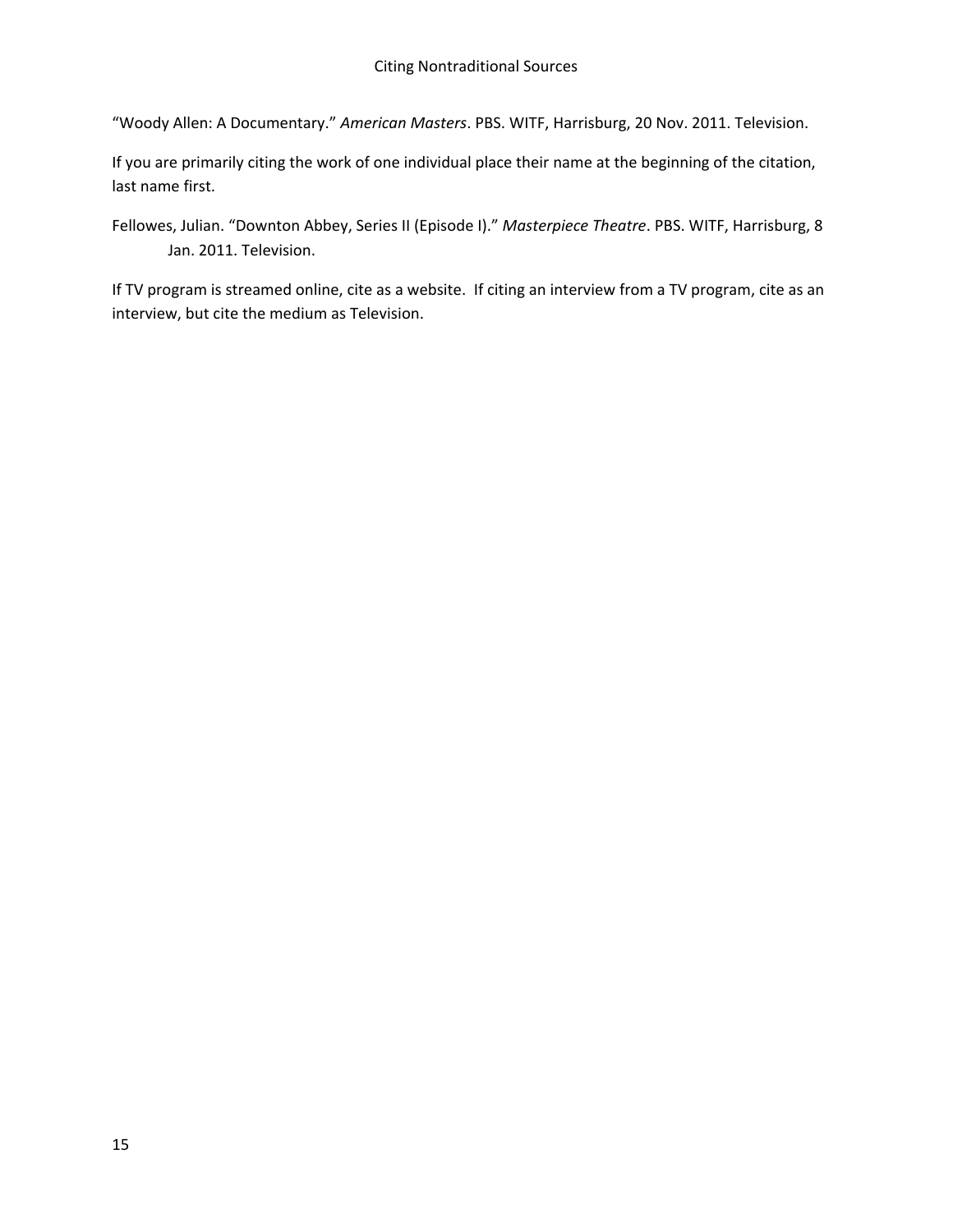"Woody Allen: A Documentary." *American Masters*. PBS. WITF, Harrisburg, 20 Nov. 2011. Television.

If you are primarily citing the work of one individual place their name at the beginning of the citation, last name first.

Fellowes, Julian. "Downton Abbey, Series II (Episode I)." *Masterpiece Theatre*. PBS. WITF, Harrisburg, 8 Jan. 2011. Television.

If TV program is streamed online, cite as a website. If citing an interview from a TV program, cite as an interview, but cite the medium as Television.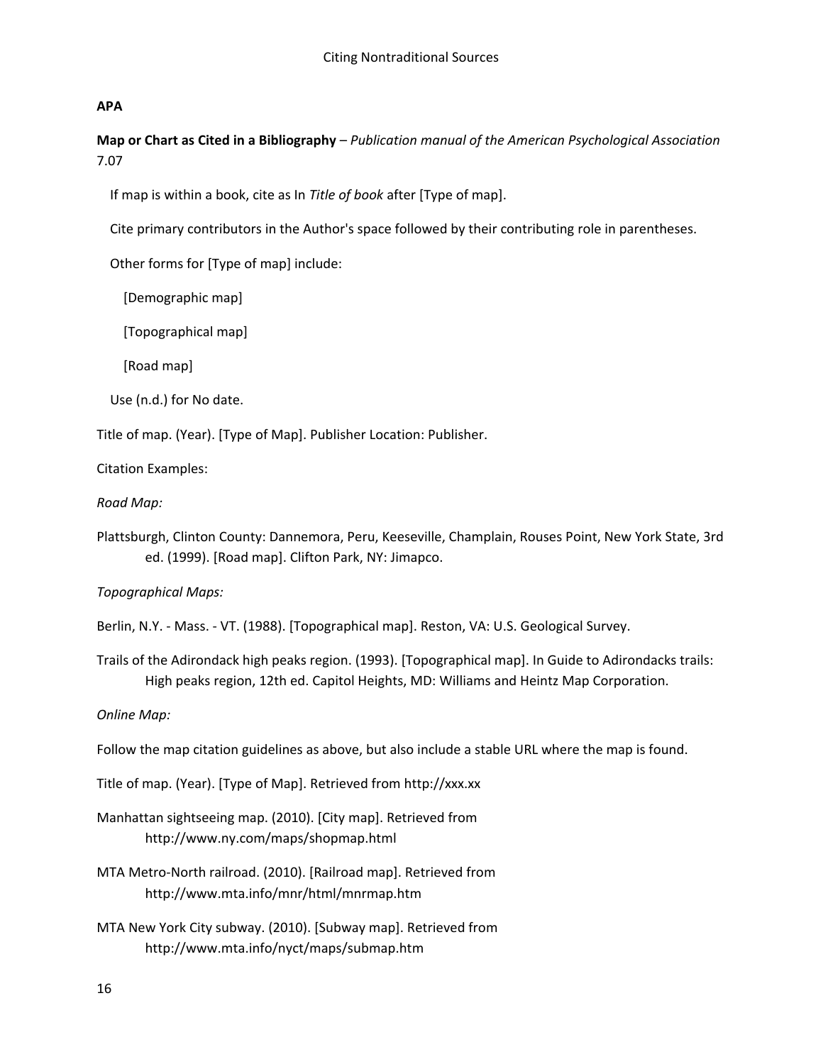**APA**

**Map or Chart as Cited in a Bibliography** – *Publication manual of the American Psychological Association* 7.07

If map is within a book, cite as In *Title of book* after [Type of map].

Cite primary contributors in the Author's space followed by their contributing role in parentheses.

Other forms for [Type of map] include:

[Demographic map]

[Topographical map]

[Road map]

Use (n.d.) for No date.

Title of map. (Year). [Type of Map]. Publisher Location: Publisher.

Citation Examples:

*Road Map:*

Plattsburgh, Clinton County: Dannemora, Peru, Keeseville, Champlain, Rouses Point, New York State, 3rd ed. (1999). [Road map]. Clifton Park, NY: Jimapco.

*Topographical Maps:*

Berlin, N.Y. - Mass. - VT. (1988). [Topographical map]. Reston, VA: U.S. Geological Survey.

Trails of the Adirondack high peaks region. (1993). [Topographical map]. In Guide to Adirondacks trails: High peaks region, 12th ed. Capitol Heights, MD: Williams and Heintz Map Corporation.

*Online Map:*

Follow the map citation guidelines as above, but also include a stable URL where the map is found.

Title of map. (Year). [Type of Map]. Retrieved from http://xxx.xx

Manhattan sightseeing map. (2010). [City map]. Retrieved from http://www.ny.com/maps/shopmap.html

MTA Metro-North railroad. (2010). [Railroad map]. Retrieved from http://www.mta.info/mnr/html/mnrmap.htm

MTA New York City subway. (2010). [Subway map]. Retrieved from http://www.mta.info/nyct/maps/submap.htm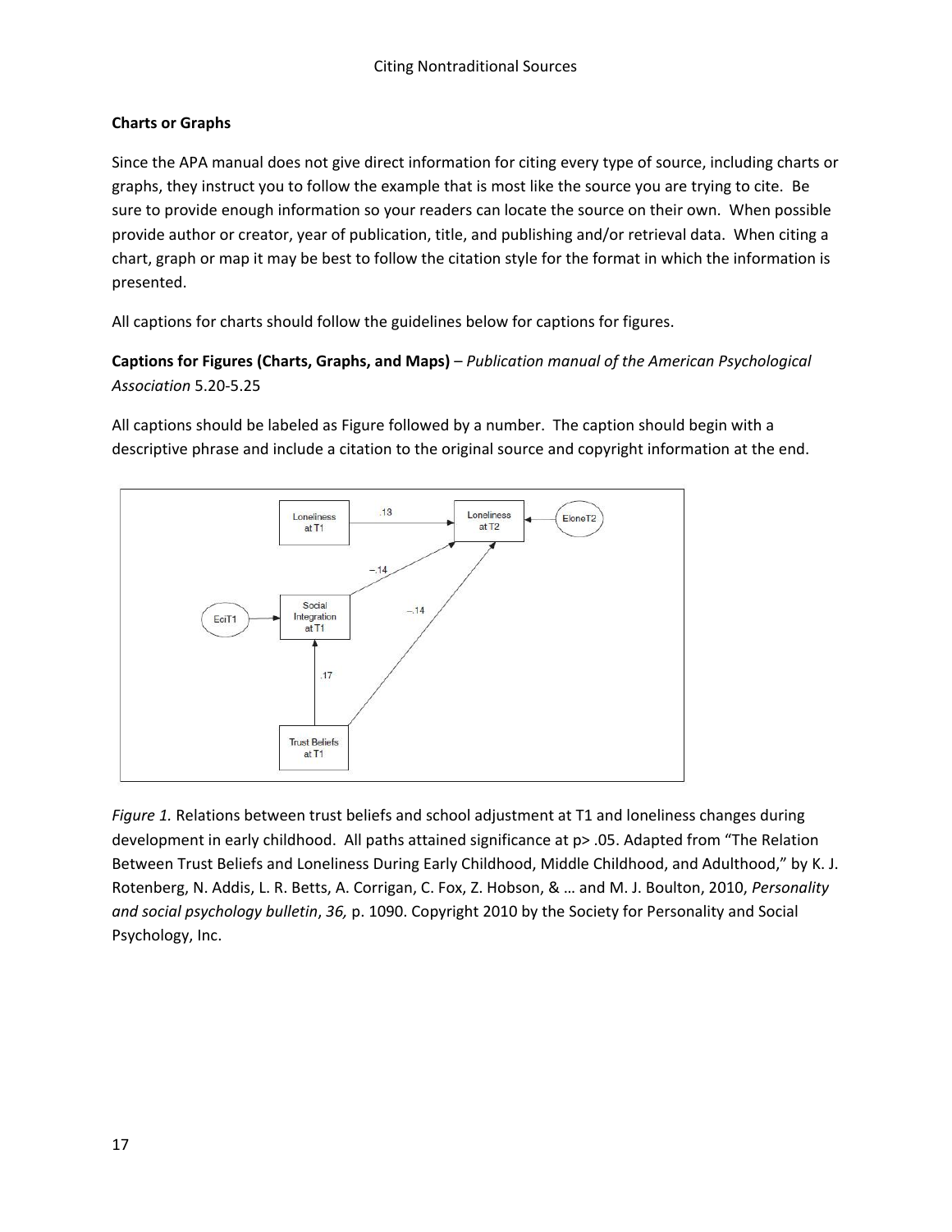**Charts or Graphs**

Since the APA manual does not give direct information for citing every type of source, including charts or graphs, they instruct you to follow the example that is most like the source you are trying to cite. Be sure to provide enough information so your readers can locate the source on their own. When possible provide author or creator, year of publication, title, and publishing and/or retrieval data. When citing a chart, graph or map it may be best to follow the citation style for the format in which the information is presented.

All captions for charts should follow the guidelines below for captions for figures.

**Captions for Figures (Charts, Graphs, and Maps)** – *Publication manual of the American Psychological Association* 5.20-5.25

All captions should be labeled as Figure followed by a number. The caption should begin with a descriptive phrase and include a citation to the original source and copyright information at the end.

*Figure 1.* Relations between trust beliefs and school adjustment at T1 and loneliness changes during development in early childhood. All paths attained significance at p> .05. Adapted from "The Relation Between Trust Beliefs and Loneliness During Early Childhood, Middle Childhood, and Adulthood," by K. J. Rotenberg, N. Addis, L. R. Betts, A. Corrigan, C. Fox, Z. Hobson, & … and M. J. Boulton, 2010, *Personality and social psychology bulletin*, *36,* p. 1090. Copyright 2010 by the Society for Personality and Social Psychology, Inc.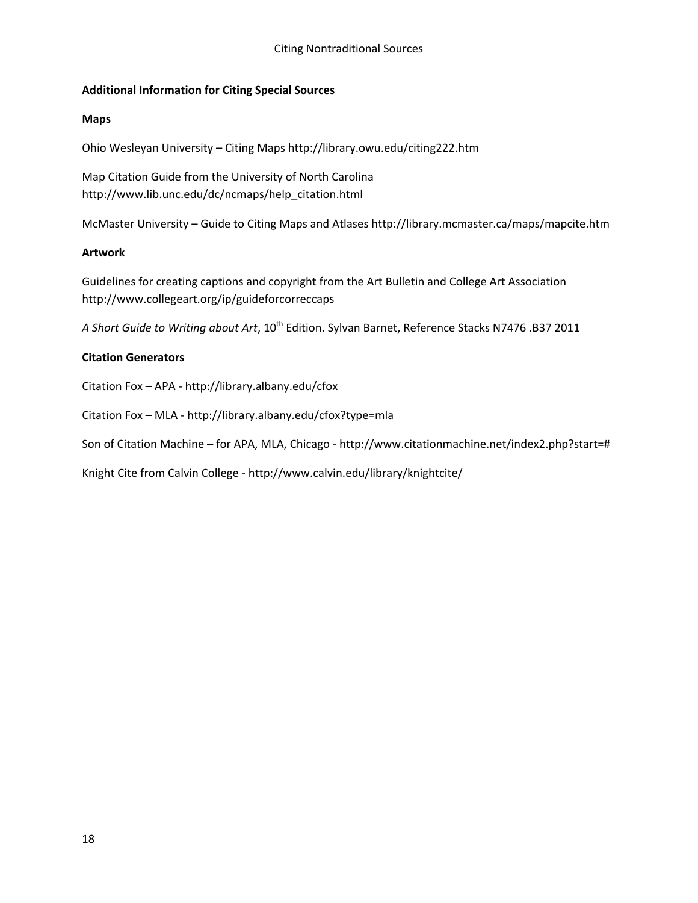## Additional Information for Citing Special Sources

### Maps

Ohio Wesleyan University – Citing Maps http://library.owu.edu/citing222.htm

Map Citation Guide from the University of North Carolina
http://www.lib.unc.edu/dc/ncmaps/help_citation.html

McMaster University – Guide to Citing Maps and Atlases http://library.mcmaster.ca/maps/mapcite.htm

### Artwork

Guidelines for creating captions and copyright from the Art Bulletin and College Art Association
http://www.collegeart.org/ip/guideforcorreccaps

*A Short Guide to Writing about Art*, 10th Edition. Sylvan Barnet, Reference Stacks N7476 .B37 2011

### Citation Generators

Citation Fox – APA - http://library.albany.edu/cfox

Citation Fox – MLA - http://library.albany.edu/cfox?type=mla

Son of Citation Machine – for APA, MLA, Chicago - http://www.citationmachine.net/index2.php?start=#

Knight Cite from Calvin College - http://www.calvin.edu/library/knightcite/